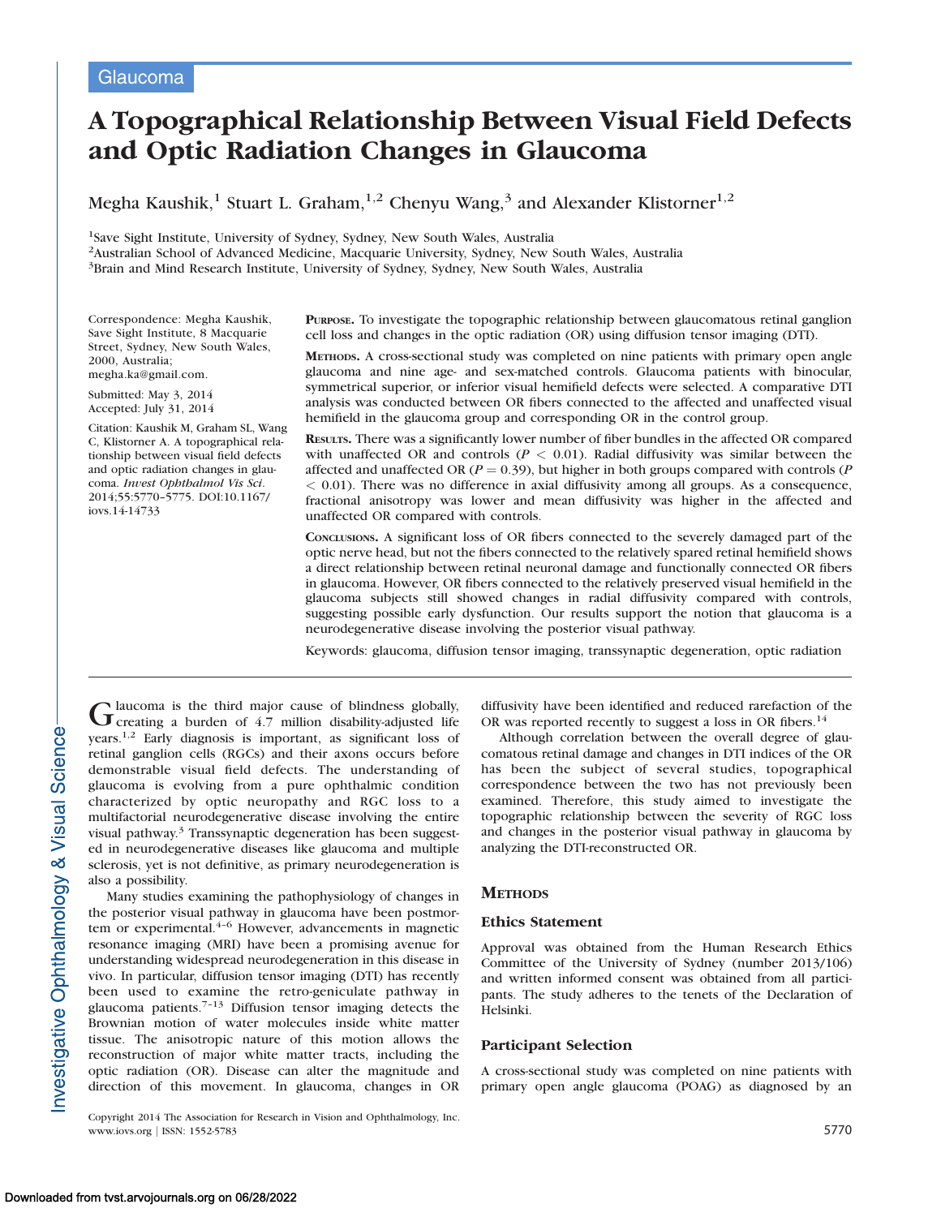Glaucoma

# A Topographical Relationship Between Visual Field Defects and Optic Radiation Changes in Glaucoma

Megha Kaushik,[1] Stuart L. Graham,[1,2] Chenyu Wang,[3] and Alexander Klistorner[1,2]

[1]Save Sight Institute, University of Sydney, Sydney, New South Wales, Australia
[2]Australian School of Advanced Medicine, Macquarie University, Sydney, New South Wales, Australia
[3]Brain and Mind Research Institute, University of Sydney, Sydney, New South Wales, Australia

Correspondence: Megha Kaushik, Save Sight Institute, 8 Macquarie Street, Sydney, New South Wales, 2000, Australia; megha.ka@gmail.com.

Submitted: May 3, 2014
Accepted: July 31, 2014

Citation: Kaushik M, Graham SL, Wang C, Klistorner A. A topographical relationship between visual field defects and optic radiation changes in glaucoma. *Invest Ophthalmol Vis Sci*. 2014;55:5770–5775. DOI:10.1167/iovs.14-14733

**Purpose.** To investigate the topographic relationship between glaucomatous retinal ganglion cell loss and changes in the optic radiation (OR) using diffusion tensor imaging (DTI).

**Methods.** A cross-sectional study was completed on nine patients with primary open angle glaucoma and nine age- and sex-matched controls. Glaucoma patients with binocular, symmetrical superior, or inferior visual hemifield defects were selected. A comparative DTI analysis was conducted between OR fibers connected to the affected and unaffected visual hemifield in the glaucoma group and corresponding OR in the control group.

**Results.** There was a significantly lower number of fiber bundles in the affected OR compared with unaffected OR and controls ($P < 0.01$). Radial diffusivity was similar between the affected and unaffected OR ($P = 0.39$), but higher in both groups compared with controls ($P < 0.01$). There was no difference in axial diffusivity among all groups. As a consequence, fractional anisotropy was lower and mean diffusivity was higher in the affected and unaffected OR compared with controls.

**Conclusions.** A significant loss of OR fibers connected to the severely damaged part of the optic nerve head, but not the fibers connected to the relatively spared retinal hemifield shows a direct relationship between retinal neuronal damage and functionally connected OR fibers in glaucoma. However, OR fibers connected to the relatively preserved visual hemifield in the glaucoma subjects still showed changes in radial diffusivity compared with controls, suggesting possible early dysfunction. Our results support the notion that glaucoma is a neurodegenerative disease involving the posterior visual pathway.

Keywords: glaucoma, diffusion tensor imaging, transsynaptic degeneration, optic radiation

Glaucoma is the third major cause of blindness globally, creating a burden of 4.7 million disability-adjusted life years.[1,2] Early diagnosis is important, as significant loss of retinal ganglion cells (RGCs) and their axons occurs before demonstrable visual field defects. The understanding of glaucoma is evolving from a pure ophthalmic condition characterized by optic neuropathy and RGC loss to a multifactorial neurodegenerative disease involving the entire visual pathway.[3] Transsynaptic degeneration has been suggested in neurodegenerative diseases like glaucoma and multiple sclerosis, yet is not definitive, as primary neurodegeneration is also a possibility.

Many studies examining the pathophysiology of changes in the posterior visual pathway in glaucoma have been postmortem or experimental.[4–6] However, advancements in magnetic resonance imaging (MRI) have been a promising avenue for understanding widespread neurodegeneration in this disease in vivo. In particular, diffusion tensor imaging (DTI) has recently been used to examine the retro-geniculate pathway in glaucoma patients.[7–13] Diffusion tensor imaging detects the Brownian motion of water molecules inside white matter tissue. The anisotropic nature of this motion allows the reconstruction of major white matter tracts, including the optic radiation (OR). Disease can alter the magnitude and direction of this movement. In glaucoma, changes in OR diffusivity have been identified and reduced rarefaction of the OR was reported recently to suggest a loss in OR fibers.[14]

Although correlation between the overall degree of glaucomatous retinal damage and changes in DTI indices of the OR has been the subject of several studies, topographical correspondence between the two has not previously been examined. Therefore, this study aimed to investigate the topographic relationship between the severity of RGC loss and changes in the posterior visual pathway in glaucoma by analyzing the DTI-reconstructed OR.

## Methods

### Ethics Statement

Approval was obtained from the Human Research Ethics Committee of the University of Sydney (number 2013/106) and written informed consent was obtained from all participants. The study adheres to the tenets of the Declaration of Helsinki.

### Participant Selection

A cross-sectional study was completed on nine patients with primary open angle glaucoma (POAG) as diagnosed by an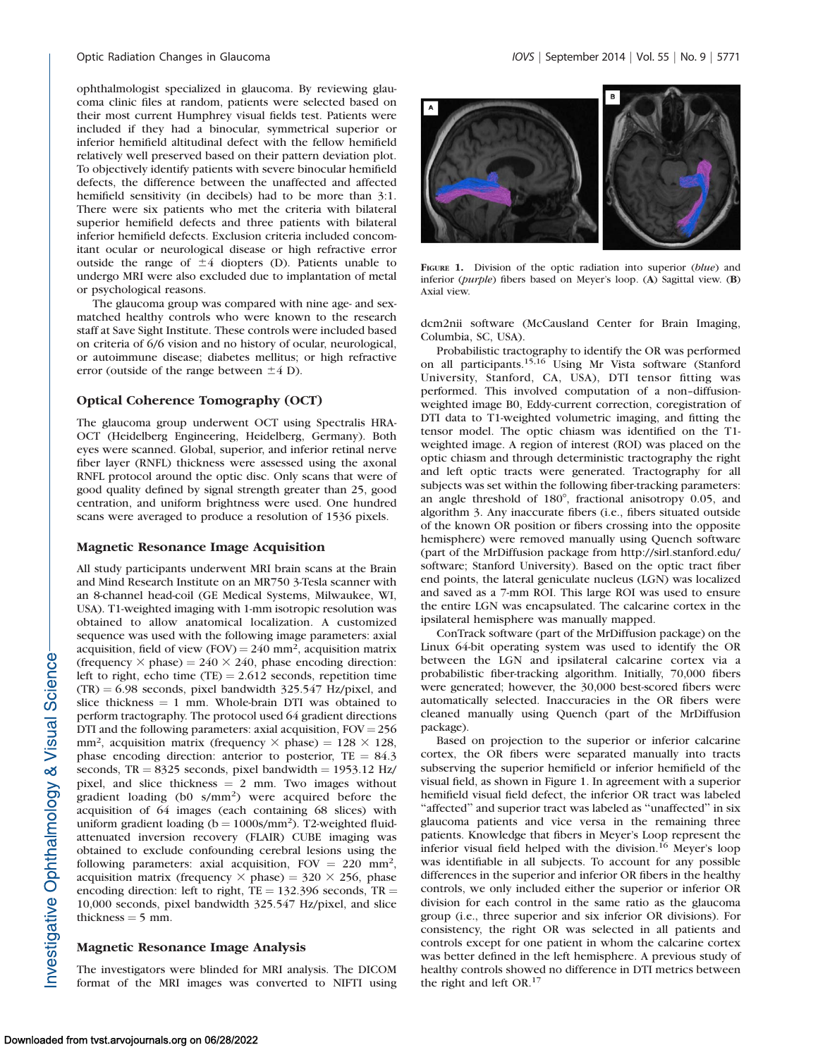ophthalmologist specialized in glaucoma. By reviewing glaucoma clinic files at random, patients were selected based on their most current Humphrey visual fields test. Patients were included if they had a binocular, symmetrical superior or inferior hemifield altitudinal defect with the fellow hemifield relatively well preserved based on their pattern deviation plot. To objectively identify patients with severe binocular hemifield defects, the difference between the unaffected and affected hemifield sensitivity (in decibels) had to be more than 3:1. There were six patients who met the criteria with bilateral superior hemifield defects and three patients with bilateral inferior hemifield defects. Exclusion criteria included concomitant ocular or neurological disease or high refractive error outside the range of ±4 diopters (D). Patients unable to undergo MRI were also excluded due to implantation of metal or psychological reasons.

The glaucoma group was compared with nine age- and sex-matched healthy controls who were known to the research staff at Save Sight Institute. These controls were included based on criteria of 6/6 vision and no history of ocular, neurological, or autoimmune disease; diabetes mellitus; or high refractive error (outside of the range between ±4 D).

### Optical Coherence Tomography (OCT)

The glaucoma group underwent OCT using Spectralis HRA-OCT (Heidelberg Engineering, Heidelberg, Germany). Both eyes were scanned. Global, superior, and inferior retinal nerve fiber layer (RNFL) thickness were assessed using the axonal RNFL protocol around the optic disc. Only scans that were of good quality defined by signal strength greater than 25, good centration, and uniform brightness were used. One hundred scans were averaged to produce a resolution of 1536 pixels.

### Magnetic Resonance Image Acquisition

All study participants underwent MRI brain scans at the Brain and Mind Research Institute on an MR750 3-Tesla scanner with an 8-channel head-coil (GE Medical Systems, Milwaukee, WI, USA). T1-weighted imaging with 1-mm isotropic resolution was obtained to allow anatomical localization. A customized sequence was used with the following image parameters: axial acquisition, field of view (FOV) = 240 mm$^2$, acquisition matrix (frequency × phase) = 240 × 240, phase encoding direction: left to right, echo time (TE) = 2.612 seconds, repetition time (TR) = 6.98 seconds, pixel bandwidth 325.547 Hz/pixel, and slice thickness = 1 mm. Whole-brain DTI was obtained to perform tractography. The protocol used 64 gradient directions DTI and the following parameters: axial acquisition, FOV = 256 mm$^2$, acquisition matrix (frequency × phase) = 128 × 128, phase encoding direction: anterior to posterior, TE = 84.3 seconds, TR = 8325 seconds, pixel bandwidth = 1953.12 Hz/pixel, and slice thickness = 2 mm. Two images without gradient loading (b0 s/mm$^2$) were acquired before the acquisition of 64 images (each containing 68 slices) with uniform gradient loading (b = 1000s/mm$^2$). T2-weighted fluid-attenuated inversion recovery (FLAIR) CUBE imaging was obtained to exclude confounding cerebral lesions using the following parameters: axial acquisition, FOV = 220 mm$^2$, acquisition matrix (frequency × phase) = 320 × 256, phase encoding direction: left to right, TE = 132.396 seconds, TR = 10,000 seconds, pixel bandwidth 325.547 Hz/pixel, and slice thickness = 5 mm.

### Magnetic Resonance Image Analysis

The investigators were blinded for MRI analysis. The DICOM format of the MRI images was converted to NIFTI using dcm2nii software (McCausland Center for Brain Imaging, Columbia, SC, USA).

Probabilistic tractography to identify the OR was performed on all participants.[15,16] Using Mr Vista software (Stanford University, Stanford, CA, USA), DTI tensor fitting was performed. This involved computation of a non–diffusion-weighted image B0, Eddy-current correction, coregistration of DTI data to T1-weighted volumetric imaging, and fitting the tensor model. The optic chiasm was identified on the T1-weighted image. A region of interest (ROI) was placed on the optic chiasm and through deterministic tractography the right and left optic tracts were generated. Tractography for all subjects was set within the following fiber-tracking parameters: an angle threshold of 180°, fractional anisotropy 0.05, and algorithm 3. Any inaccurate fibers (i.e., fibers situated outside of the known OR position or fibers crossing into the opposite hemisphere) were removed manually using Quench software (part of the MrDiffusion package from http://sirl.stanford.edu/software; Stanford University). Based on the optic tract fiber end points, the lateral geniculate nucleus (LGN) was localized and saved as a 7-mm ROI. This large ROI was used to ensure the entire LGN was encapsulated. The calcarine cortex in the ipsilateral hemisphere was manually mapped.

ConTrack software (part of the MrDiffusion package) on the Linux 64-bit operating system was used to identify the OR between the LGN and ipsilateral calcarine cortex via a probabilistic fiber-tracking algorithm. Initially, 70,000 fibers were generated; however, the 30,000 best-scored fibers were automatically selected. Inaccuracies in the OR fibers were cleaned manually using Quench (part of the MrDiffusion package).

Based on projection to the superior or inferior calcarine cortex, the OR fibers were separated manually into tracts subserving the superior hemifield or inferior hemifield of the visual field, as shown in Figure 1. In agreement with a superior hemifield visual field defect, the inferior OR tract was labeled "affected" and superior tract was labeled as "unaffected" in six glaucoma patients and vice versa in the remaining three patients. Knowledge that fibers in Meyer's Loop represent the inferior visual field helped with the division.[16] Meyer's loop was identifiable in all subjects. To account for any possible differences in the superior and inferior OR fibers in the healthy controls, we only included either the superior or inferior OR division for each control in the same ratio as the glaucoma group (i.e., three superior and six inferior OR divisions). For consistency, the right OR was selected in all patients and controls except for one patient in whom the calcarine cortex was better defined in the left hemisphere. A previous study of healthy controls showed no difference in DTI metrics between the right and left OR.[17]

**Figure 1.** Division of the optic radiation into superior (*blue*) and inferior (*purple*) fibers based on Meyer's loop. (**A**) Sagittal view. (**B**) Axial view.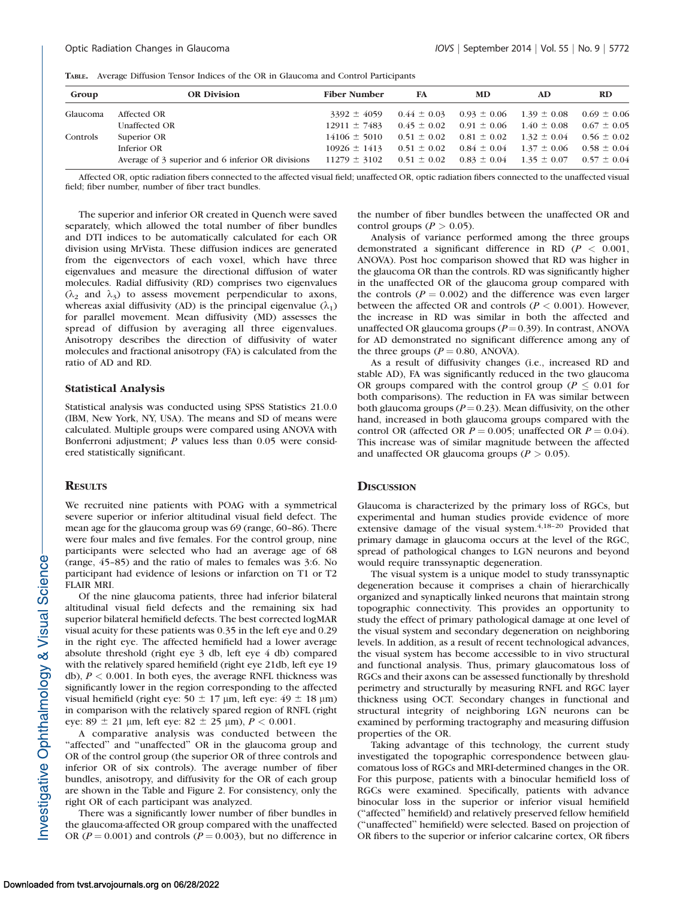**TABLE.** Average Diffusion Tensor Indices of the OR in Glaucoma and Control Participants

| Group | OR Division | Fiber Number | FA | MD | AD | RD |
|---|---|---|---|---|---|---|
| Glaucoma | Affected OR | 3392 ± 4059 | 0.44 ± 0.03 | 0.93 ± 0.06 | 1.39 ± 0.08 | 0.69 ± 0.06 |
| | Unaffected OR | 12911 ± 7483 | 0.45 ± 0.02 | 0.91 ± 0.06 | 1.40 ± 0.08 | 0.67 ± 0.05 |
| Controls | Superior OR | 14106 ± 5010 | 0.51 ± 0.02 | 0.81 ± 0.02 | 1.32 ± 0.04 | 0.56 ± 0.02 |
| | Inferior OR | 10926 ± 1413 | 0.51 ± 0.02 | 0.84 ± 0.04 | 1.37 ± 0.06 | 0.58 ± 0.04 |
| | Average of 3 superior and 6 inferior OR divisions | 11279 ± 3102 | 0.51 ± 0.02 | 0.83 ± 0.04 | 1.35 ± 0.07 | 0.57 ± 0.04 |

Affected OR, optic radiation fibers connected to the affected visual field; unaffected OR, optic radiation fibers connected to the unaffected visual field; fiber number, number of fiber tract bundles.

The superior and inferior OR created in Quench were saved separately, which allowed the total number of fiber bundles and DTI indices to be automatically calculated for each OR division using MrVista. These diffusion indices are generated from the eigenvectors of each voxel, which have three eigenvalues and measure the directional diffusion of water molecules. Radial diffusivity (RD) comprises two eigenvalues ($\lambda_2$ and $\lambda_3$) to assess movement perpendicular to axons, whereas axial diffusivity (AD) is the principal eigenvalue ($\lambda_1$) for parallel movement. Mean diffusivity (MD) assesses the spread of diffusion by averaging all three eigenvalues. Anisotropy describes the direction of diffusivity of water molecules and fractional anisotropy (FA) is calculated from the ratio of AD and RD.

### Statistical Analysis

Statistical analysis was conducted using SPSS Statistics 21.0.0 (IBM, New York, NY, USA). The means and SD of means were calculated. Multiple groups were compared using ANOVA with Bonferroni adjustment; $P$ values less than 0.05 were considered statistically significant.

## RESULTS

We recruited nine patients with POAG with a symmetrical severe superior or inferior altitudinal visual field defect. The mean age for the glaucoma group was 69 (range, 60–86). There were four males and five females. For the control group, nine participants were selected who had an average age of 68 (range, 45–85) and the ratio of males to females was 3:6. No participant had evidence of lesions or infarction on T1 or T2 FLAIR MRI.

Of the nine glaucoma patients, three had inferior bilateral altitudinal visual field defects and the remaining six had superior bilateral hemifield defects. The best corrected logMAR visual acuity for these patients was 0.35 in the left eye and 0.29 in the right eye. The affected hemifield had a lower average absolute threshold (right eye 3 db, left eye 4 db) compared with the relatively spared hemifield (right eye 21db, left eye 19 db), $P < 0.001$. In both eyes, the average RNFL thickness was significantly lower in the region corresponding to the affected visual hemifield (right eye: 50 ± 17 μm, left eye: 49 ± 18 μm) in comparison with the relatively spared region of RNFL (right eye: 89 ± 21 μm, left eye: 82 ± 25 μm), $P < 0.001$.

A comparative analysis was conducted between the "affected" and "unaffected" OR in the glaucoma group and OR of the control group (the superior OR of three controls and inferior OR of six controls). The average number of fiber bundles, anisotropy, and diffusivity for the OR of each group are shown in the Table and Figure 2. For consistency, only the right OR of each participant was analyzed.

There was a significantly lower number of fiber bundles in the glaucoma-affected OR group compared with the unaffected OR ($P = 0.001$) and controls ($P = 0.003$), but no difference in the number of fiber bundles between the unaffected OR and control groups ($P > 0.05$).

Analysis of variance performed among the three groups demonstrated a significant difference in RD ($P < 0.001$, ANOVA). Post hoc comparison showed that RD was higher in the glaucoma OR than the controls. RD was significantly higher in the unaffected OR of the glaucoma group compared with the controls ($P = 0.002$) and the difference was even larger between the affected OR and controls ($P < 0.001$). However, the increase in RD was similar in both the affected and unaffected OR glaucoma groups ($P = 0.39$). In contrast, ANOVA for AD demonstrated no significant difference among any of the three groups ($P = 0.80$, ANOVA).

As a result of diffusivity changes (i.e., increased RD and stable AD), FA was significantly reduced in the two glaucoma OR groups compared with the control group ($P \leq 0.01$ for both comparisons). The reduction in FA was similar between both glaucoma groups ($P = 0.23$). Mean diffusivity, on the other hand, increased in both glaucoma groups compared with the control OR (affected OR $P = 0.005$; unaffected OR $P = 0.04$). This increase was of similar magnitude between the affected and unaffected OR glaucoma groups ($P > 0.05$).

## DISCUSSION

Glaucoma is characterized by the primary loss of RGCs, but experimental and human studies provide evidence of more extensive damage of the visual system.[4,18–20] Provided that primary damage in glaucoma occurs at the level of the RGC, spread of pathological changes to LGN neurons and beyond would require transsynaptic degeneration.

The visual system is a unique model to study transsynaptic degeneration because it comprises a chain of hierarchically organized and synaptically linked neurons that maintain strong topographic connectivity. This provides an opportunity to study the effect of primary pathological damage at one level of the visual system and secondary degeneration on neighboring levels. In addition, as a result of recent technological advances, the visual system has become accessible to in vivo structural and functional analysis. Thus, primary glaucomatous loss of RGCs and their axons can be assessed functionally by threshold perimetry and structurally by measuring RNFL and RGC layer thickness using OCT. Secondary changes in functional and structural integrity of neighboring LGN neurons can be examined by performing tractography and measuring diffusion properties of the OR.

Taking advantage of this technology, the current study investigated the topographic correspondence between glaucomatous loss of RGCs and MRI-determined changes in the OR. For this purpose, patients with a binocular hemifield loss of RGCs were examined. Specifically, patients with advance binocular loss in the superior or inferior visual hemifield ("affected" hemifield) and relatively preserved fellow hemifield ("unaffected" hemifield) were selected. Based on projection of OR fibers to the superior or inferior calcarine cortex, OR fibers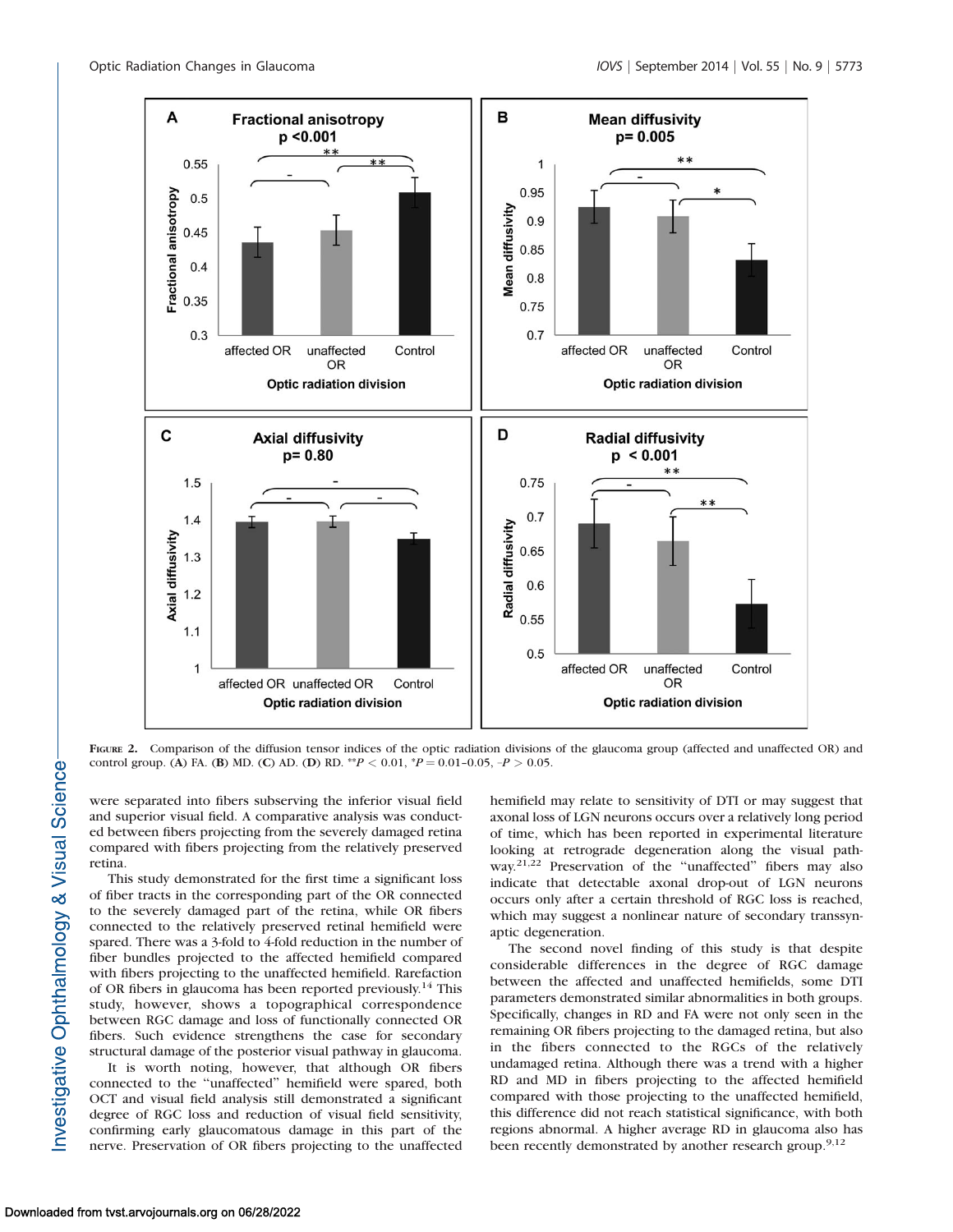Figure 2. Comparison of the diffusion tensor indices of the optic radiation divisions of the glaucoma group (affected and unaffected OR) and control group. (A) FA. (B) MD. (C) AD. (D) RD. $^{**}P < 0.01$, $^{*}P = 0.01–0.05$, $–P > 0.05$.

were separated into fibers subserving the inferior visual field and superior visual field. A comparative analysis was conducted between fibers projecting from the severely damaged retina compared with fibers projecting from the relatively preserved retina.

This study demonstrated for the first time a significant loss of fiber tracts in the corresponding part of the OR connected to the severely damaged part of the retina, while OR fibers connected to the relatively preserved retinal hemifield were spared. There was a 3-fold to 4-fold reduction in the number of fiber bundles projected to the affected hemifield compared with fibers projecting to the unaffected hemifield. Rarefaction of OR fibers in glaucoma has been reported previously.[14] This study, however, shows a topographical correspondence between RGC damage and loss of functionally connected OR fibers. Such evidence strengthens the case for secondary structural damage of the posterior visual pathway in glaucoma.

It is worth noting, however, that although OR fibers connected to the "unaffected" hemifield were spared, both OCT and visual field analysis still demonstrated a significant degree of RGC loss and reduction of visual field sensitivity, confirming early glaucomatous damage in this part of the nerve. Preservation of OR fibers projecting to the unaffected hemifield may relate to sensitivity of DTI or may suggest that axonal loss of LGN neurons occurs over a relatively long period of time, which has been reported in experimental literature looking at retrograde degeneration along the visual pathway.[21,22] Preservation of the "unaffected" fibers may also indicate that detectable axonal drop-out of LGN neurons occurs only after a certain threshold of RGC loss is reached, which may suggest a nonlinear nature of secondary transsynaptic degeneration.

The second novel finding of this study is that despite considerable differences in the degree of RGC damage between the affected and unaffected hemifields, some DTI parameters demonstrated similar abnormalities in both groups. Specifically, changes in RD and FA were not only seen in the remaining OR fibers projecting to the damaged retina, but also in the fibers connected to the RGCs of the relatively undamaged retina. Although there was a trend with a higher RD and MD in fibers projecting to the affected hemifield compared with those projecting to the unaffected hemifield, this difference did not reach statistical significance, with both regions abnormal. A higher average RD in glaucoma also has been recently demonstrated by another research group.[9,12]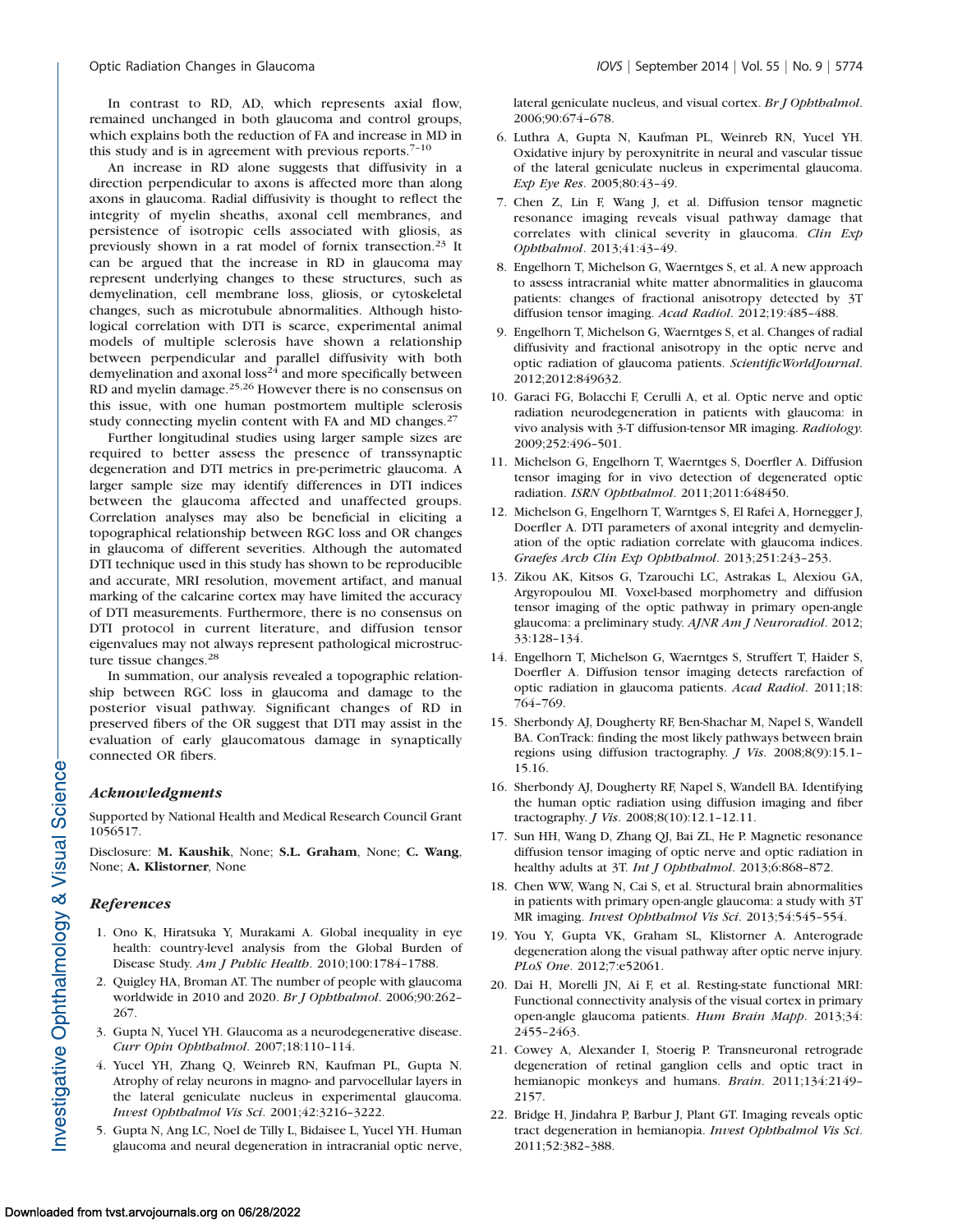In contrast to RD, AD, which represents axial flow, remained unchanged in both glaucoma and control groups, which explains both the reduction of FA and increase in MD in this study and is in agreement with previous reports.[7–10]

An increase in RD alone suggests that diffusivity in a direction perpendicular to axons is affected more than along axons in glaucoma. Radial diffusivity is thought to reflect the integrity of myelin sheaths, axonal cell membranes, and persistence of isotropic cells associated with gliosis, as previously shown in a rat model of fornix transection.[23] It can be argued that the increase in RD in glaucoma may represent underlying changes to these structures, such as demyelination, cell membrane loss, gliosis, or cytoskeletal changes, such as microtubule abnormalities. Although histological correlation with DTI is scarce, experimental animal models of multiple sclerosis have shown a relationship between perpendicular and parallel diffusivity with both demyelination and axonal loss[24] and more specifically between RD and myelin damage.[25,26] However there is no consensus on this issue, with one human postmortem multiple sclerosis study connecting myelin content with FA and MD changes.[27]

Further longitudinal studies using larger sample sizes are required to better assess the presence of transsynaptic degeneration and DTI metrics in pre-perimetric glaucoma. A larger sample size may identify differences in DTI indices between the glaucoma affected and unaffected groups. Correlation analyses may also be beneficial in eliciting a topographical relationship between RGC loss and OR changes in glaucoma of different severities. Although the automated DTI technique used in this study has shown to be reproducible and accurate, MRI resolution, movement artifact, and manual marking of the calcarine cortex may have limited the accuracy of DTI measurements. Furthermore, there is no consensus on DTI protocol in current literature, and diffusion tensor eigenvalues may not always represent pathological microstructure tissue changes.[28]

In summation, our analysis revealed a topographic relationship between RGC loss in glaucoma and damage to the posterior visual pathway. Significant changes of RD in preserved fibers of the OR suggest that DTI may assist in the evaluation of early glaucomatous damage in synaptically connected OR fibers.

### *Acknowledgments*

Supported by National Health and Medical Research Council Grant 1056517.

Disclosure: **M. Kaushik**, None; **S.L. Graham**, None; **C. Wang**, None; **A. Klistorner**, None

### *References*

1. Ono K, Hiratsuka Y, Murakami A. Global inequality in eye health: country-level analysis from the Global Burden of Disease Study. *Am J Public Health*. 2010;100:1784–1788.
2. Quigley HA, Broman AT. The number of people with glaucoma worldwide in 2010 and 2020. *Br J Ophthalmol*. 2006;90:262–267.
3. Gupta N, Yucel YH. Glaucoma as a neurodegenerative disease. *Curr Opin Ophthalmol*. 2007;18:110–114.
4. Yucel YH, Zhang Q, Weinreb RN, Kaufman PL, Gupta N. Atrophy of relay neurons in magno- and parvocellular layers in the lateral geniculate nucleus in experimental glaucoma. *Invest Ophthalmol Vis Sci*. 2001;42:3216–3222.
5. Gupta N, Ang LC, Noel de Tilly L, Bidaisee L, Yucel YH. Human glaucoma and neural degeneration in intracranial optic nerve, lateral geniculate nucleus, and visual cortex. *Br J Ophthalmol*. 2006;90:674–678.
6. Luthra A, Gupta N, Kaufman PL, Weinreb RN, Yucel YH. Oxidative injury by peroxynitrite in neural and vascular tissue of the lateral geniculate nucleus in experimental glaucoma. *Exp Eye Res*. 2005;80:43–49.
7. Chen Z, Lin F, Wang J, et al. Diffusion tensor magnetic resonance imaging reveals visual pathway damage that correlates with clinical severity in glaucoma. *Clin Exp Ophthalmol*. 2013;41:43–49.
8. Engelhorn T, Michelson G, Waerntges S, et al. A new approach to assess intracranial white matter abnormalities in glaucoma patients: changes of fractional anisotropy detected by 3T diffusion tensor imaging. *Acad Radiol*. 2012;19:485–488.
9. Engelhorn T, Michelson G, Waerntges S, et al. Changes of radial diffusivity and fractional anisotropy in the optic nerve and optic radiation of glaucoma patients. *ScientificWorldJournal*. 2012;2012:849632.
10. Garaci FG, Bolacchi F, Cerulli A, et al. Optic nerve and optic radiation neurodegeneration in patients with glaucoma: in vivo analysis with 3-T diffusion-tensor MR imaging. *Radiology.* 2009;252:496–501.
11. Michelson G, Engelhorn T, Waerntges S, Doerfler A. Diffusion tensor imaging for in vivo detection of degenerated optic radiation. *ISRN Ophthalmol*. 2011;2011:648450.
12. Michelson G, Engelhorn T, Warntges S, El Rafei A, Hornegger J, Doerfler A. DTI parameters of axonal integrity and demyelination of the optic radiation correlate with glaucoma indices. *Graefes Arch Clin Exp Ophthalmol*. 2013;251:243–253.
13. Zikou AK, Kitsos G, Tzarouchi LC, Astrakas L, Alexiou GA, Argyropoulou MI. Voxel-based morphometry and diffusion tensor imaging of the optic pathway in primary open-angle glaucoma: a preliminary study. *AJNR Am J Neuroradiol*. 2012; 33:128–134.
14. Engelhorn T, Michelson G, Waerntges S, Struffert T, Haider S, Doerfler A. Diffusion tensor imaging detects rarefaction of optic radiation in glaucoma patients. *Acad Radiol*. 2011;18: 764–769.
15. Sherbondy AJ, Dougherty RF, Ben-Shachar M, Napel S, Wandell BA. ConTrack: finding the most likely pathways between brain regions using diffusion tractography. *J Vis*. 2008;8(9):15.1–15.16.
16. Sherbondy AJ, Dougherty RF, Napel S, Wandell BA. Identifying the human optic radiation using diffusion imaging and fiber tractography. *J Vis*. 2008;8(10):12.1–12.11.
17. Sun HH, Wang D, Zhang QJ, Bai ZL, He P. Magnetic resonance diffusion tensor imaging of optic nerve and optic radiation in healthy adults at 3T. *Int J Ophthalmol*. 2013;6:868–872.
18. Chen WW, Wang N, Cai S, et al. Structural brain abnormalities in patients with primary open-angle glaucoma: a study with 3T MR imaging. *Invest Ophthalmol Vis Sci*. 2013;54:545–554.
19. You Y, Gupta VK, Graham SL, Klistorner A. Anterograde degeneration along the visual pathway after optic nerve injury. *PLoS One*. 2012;7:e52061.
20. Dai H, Morelli JN, Ai F, et al. Resting-state functional MRI: Functional connectivity analysis of the visual cortex in primary open-angle glaucoma patients. *Hum Brain Mapp*. 2013;34: 2455–2463.
21. Cowey A, Alexander I, Stoerig P. Transneuronal retrograde degeneration of retinal ganglion cells and optic tract in hemianopic monkeys and humans. *Brain*. 2011;134:2149–2157.
22. Bridge H, Jindahra P, Barbur J, Plant GT. Imaging reveals optic tract degeneration in hemianopia. *Invest Ophthalmol Vis Sci*. 2011;52:382–388.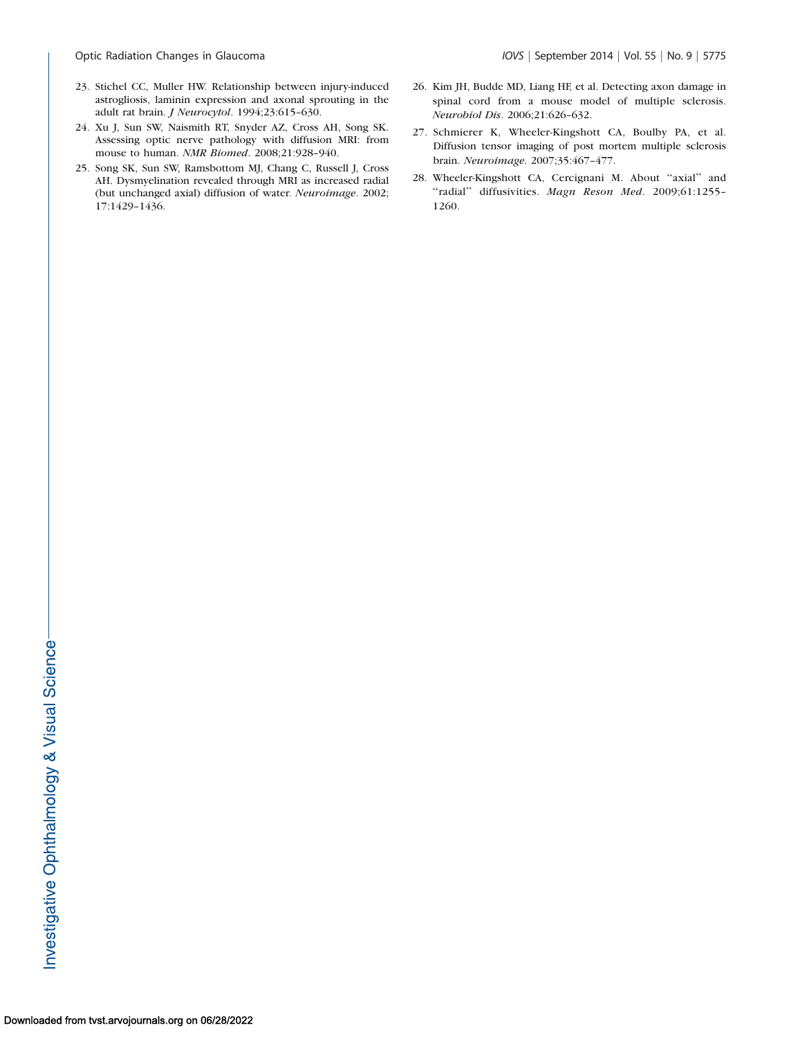23. Stichel CC, Muller HW. Relationship between injury-induced astrogliosis, laminin expression and axonal sprouting in the adult rat brain. *J Neurocytol*. 1994;23:615–630.
24. Xu J, Sun SW, Naismith RT, Snyder AZ, Cross AH, Song SK. Assessing optic nerve pathology with diffusion MRI: from mouse to human. *NMR Biomed*. 2008;21:928–940.
25. Song SK, Sun SW, Ramsbottom MJ, Chang C, Russell J, Cross AH. Dysmyelination revealed through MRI as increased radial (but unchanged axial) diffusion of water. *Neuroimage*. 2002; 17:1429–1436.
26. Kim JH, Budde MD, Liang HF, et al. Detecting axon damage in spinal cord from a mouse model of multiple sclerosis. *Neurobiol Dis*. 2006;21:626–632.
27. Schmierer K, Wheeler-Kingshott CA, Boulby PA, et al. Diffusion tensor imaging of post mortem multiple sclerosis brain. *Neuroimage*. 2007;35:467–477.
28. Wheeler-Kingshott CA, Cercignani M. About ''axial'' and ''radial'' diffusivities. *Magn Reson Med*. 2009;61:1255–1260.